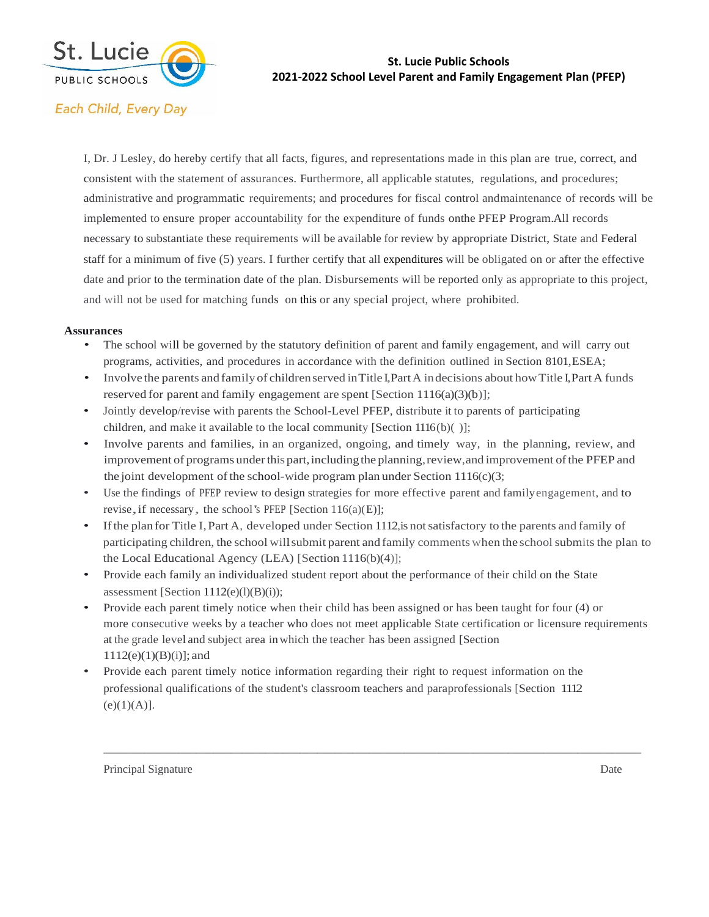St. Lucie PUBLIC SCHOOLS

*Each Child, Every Day*

**St. Lucie Public Schools**
**2021-2022 School Level Parent and Family Engagement Plan (PFEP)**

I, Dr. J Lesley, do hereby certify that all facts, figures, and representations made in this plan are true, correct, and consistent with the statement of assurances. Furthermore, all applicable statutes, regulations, and procedures; administrative and programmatic requirements; and procedures for fiscal control andmaintenance of records will be implemented to ensure proper accountability for the expenditure of funds onthe PFEP Program.All records necessary to substantiate these requirements will be available for review by appropriate District, State and Federal staff for a minimum of five (5) years. I further certify that all expenditures will be obligated on or after the effective date and prior to the termination date of the plan. Disbursements will be reported only as appropriate to this project, and will not be used for matching funds on this or any special project, where prohibited.

**Assurances**

- The school will be governed by the statutory definition of parent and family engagement, and will carry out programs, activities, and procedures in accordance with the definition outlined in Section 8101,ESEA;
- Involve the parents and family of children served in Title I,Part A in decisions about how Title I,Part A funds reserved for parent and family engagement are spent [Section 1116(a)(3)(b)];
- Jointly develop/revise with parents the School-Level PFEP, distribute it to parents of participating children, and make it available to the local community [Section 1116(b)( )];
- Involve parents and families, in an organized, ongoing, and timely way, in the planning, review, and improvement of programs under this part,including the planning, review,and improvement of the PFEP and the joint development of the school-wide program plan under Section 1116(c)(3;
- Use the findings of PFEP review to design strategies for more effective parent and family engagement, and to revise, if necessary, the school's PFEP [Section 116(a)(E)];
- If the plan for Title I, Part A, developed under Section 1112,is not satisfactory to the parents and family of participating children, the school will submit parent and family comments when the school submits the plan to the Local Educational Agency (LEA) [Section 1116(b)(4)];
- Provide each family an individualized student report about the performance of their child on the State assessment [Section 1112(e)(l)(B)(i));
- Provide each parent timely notice when their child has been assigned or has been taught for four (4) or more consecutive weeks by a teacher who does not meet applicable State certification or licensure requirements at the grade level and subject area in which the teacher has been assigned [Section 1112(e)(1)(B)(i)]; and
- Provide each parent timely notice information regarding their right to request information on the professional qualifications of the student's classroom teachers and paraprofessionals [Section 1112 (e)(1)(A)].

\_\_\_\_\_\_\_\_\_\_\_\_\_\_\_\_\_\_\_\_\_\_\_\_\_\_\_\_\_\_\_\_\_\_\_\_\_\_\_\_\_\_\_\_\_\_\_\_\_\_\_\_\_\_\_\_\_\_\_\_\_\_\_\_\_\_\_\_\_\_\_\_

Principal Signature Date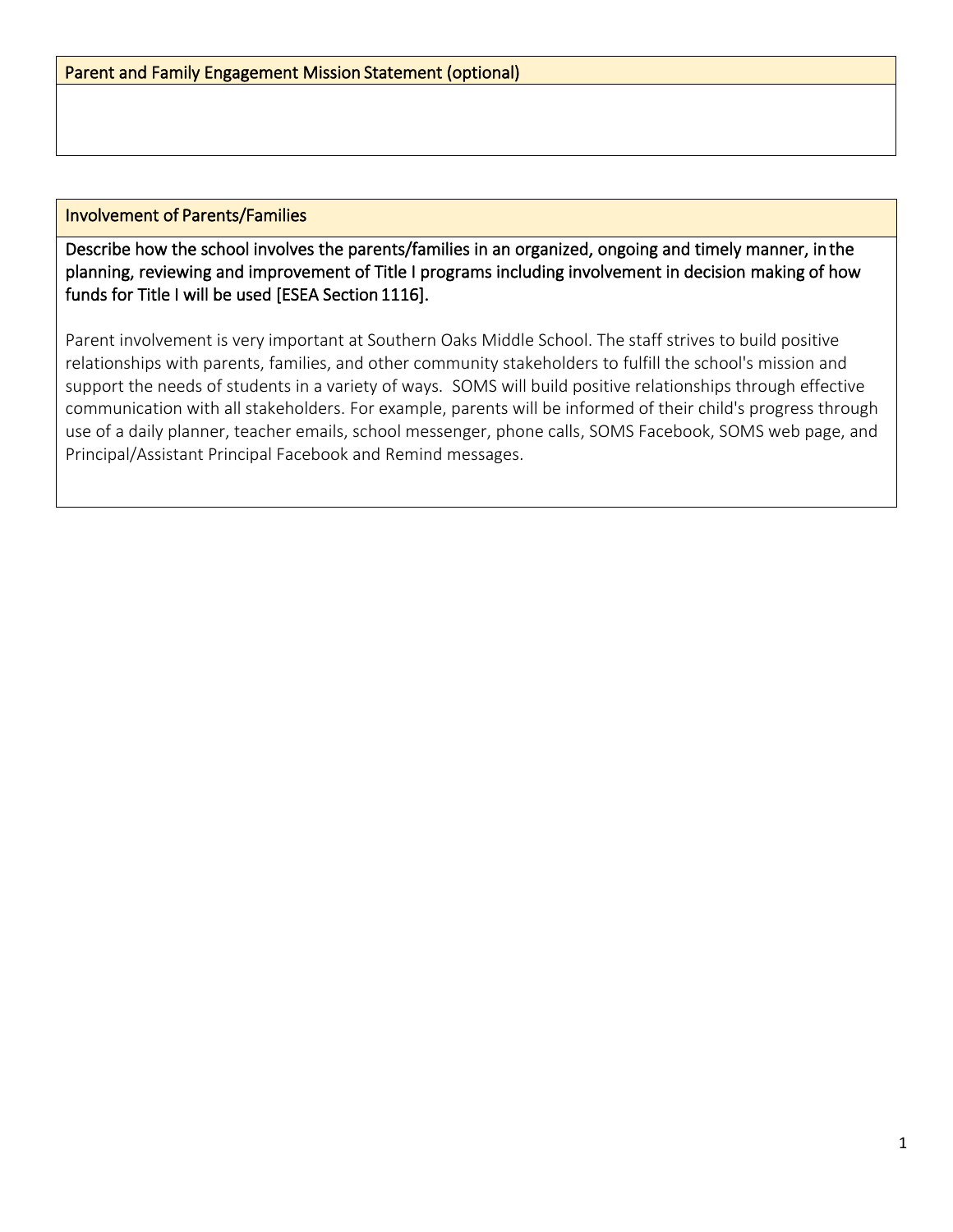## Parent and Family Engagement Mission Statement (optional)

## Involvement of Parents/Families

**Describe how the school involves the parents/families in an organized, ongoing and timely manner, in the planning, reviewing and improvement of Title I programs including involvement in decision making of how funds for Title I will be used [ESEA Section 1116].**

Parent involvement is very important at Southern Oaks Middle School. The staff strives to build positive relationships with parents, families, and other community stakeholders to fulfill the school's mission and support the needs of students in a variety of ways. SOMS will build positive relationships through effective communication with all stakeholders. For example, parents will be informed of their child's progress through use of a daily planner, teacher emails, school messenger, phone calls, SOMS Facebook, SOMS web page, and Principal/Assistant Principal Facebook and Remind messages.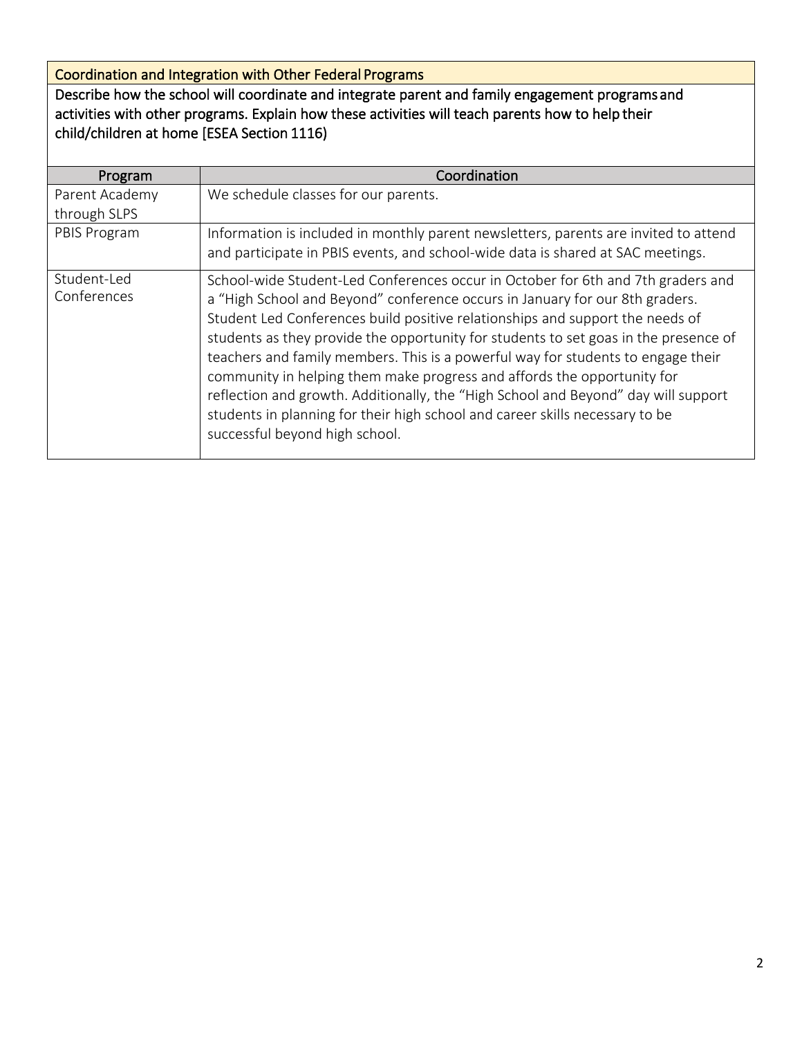## Coordination and Integration with Other Federal Programs

**Describe how the school will coordinate and integrate parent and family engagement programs and activities with other programs. Explain how these activities will teach parents how to help their child/children at home [ESEA Section 1116)**

| Program | Coordination |
| --- | --- |
| Parent Academy through SLPS | We schedule classes for our parents. |
| PBIS Program | Information is included in monthly parent newsletters, parents are invited to attend and participate in PBIS events, and school-wide data is shared at SAC meetings. |
| Student-Led Conferences | School-wide Student-Led Conferences occur in October for 6th and 7th graders and a "High School and Beyond" conference occurs in January for our 8th graders. Student Led Conferences build positive relationships and support the needs of students as they provide the opportunity for students to set goas in the presence of teachers and family members. This is a powerful way for students to engage their community in helping them make progress and affords the opportunity for reflection and growth. Additionally, the "High School and Beyond" day will support students in planning for their high school and career skills necessary to be successful beyond high school. |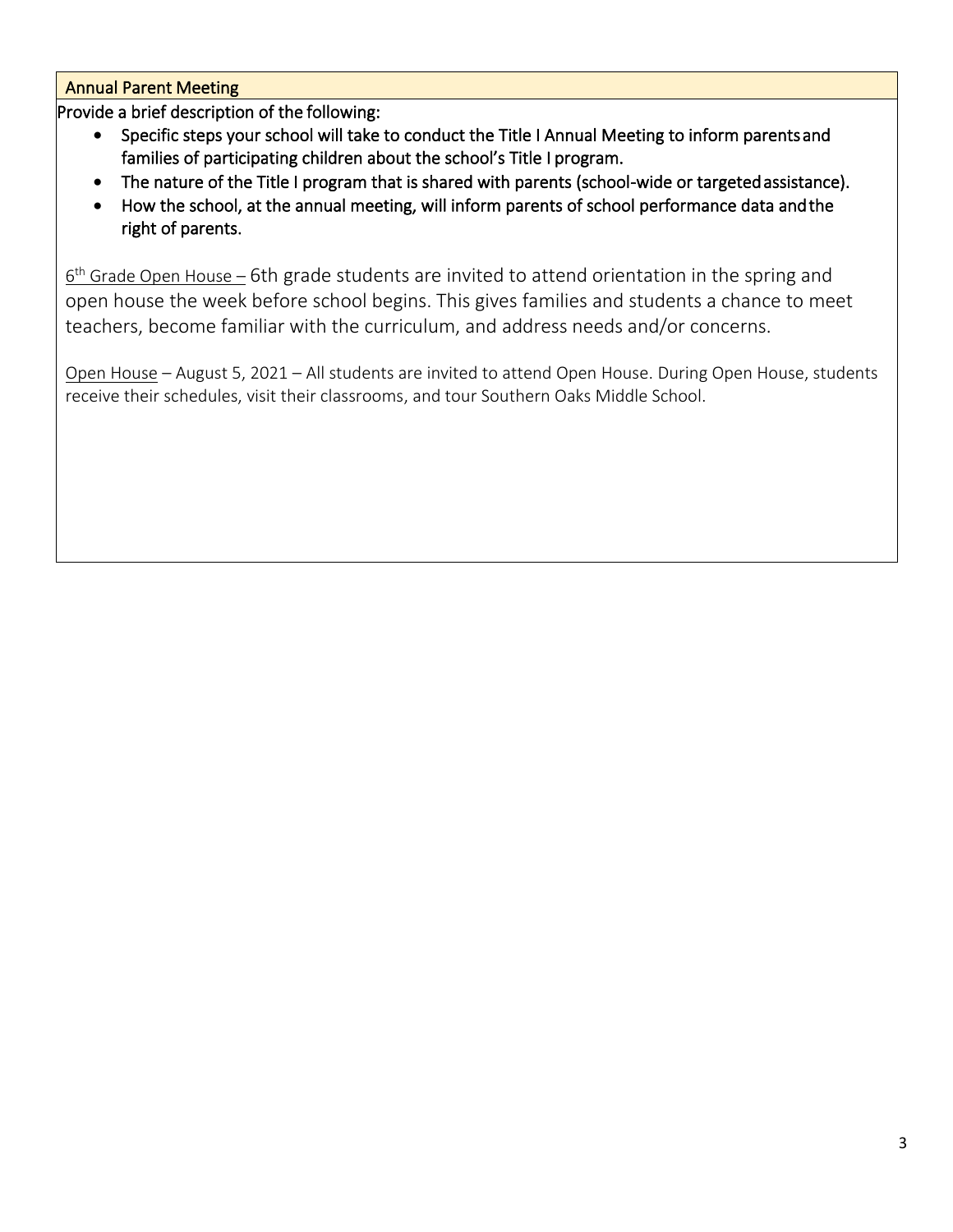## Annual Parent Meeting

Provide a brief description of the following:

- Specific steps your school will take to conduct the Title I Annual Meeting to inform parents and families of participating children about the school's Title I program.
- The nature of the Title I program that is shared with parents (school-wide or targeted assistance).
- How the school, at the annual meeting, will inform parents of school performance data and the right of parents.

6th Grade Open House – 6th grade students are invited to attend orientation in the spring and open house the week before school begins. This gives families and students a chance to meet teachers, become familiar with the curriculum, and address needs and/or concerns.

Open House – August 5, 2021 – All students are invited to attend Open House. During Open House, students receive their schedules, visit their classrooms, and tour Southern Oaks Middle School.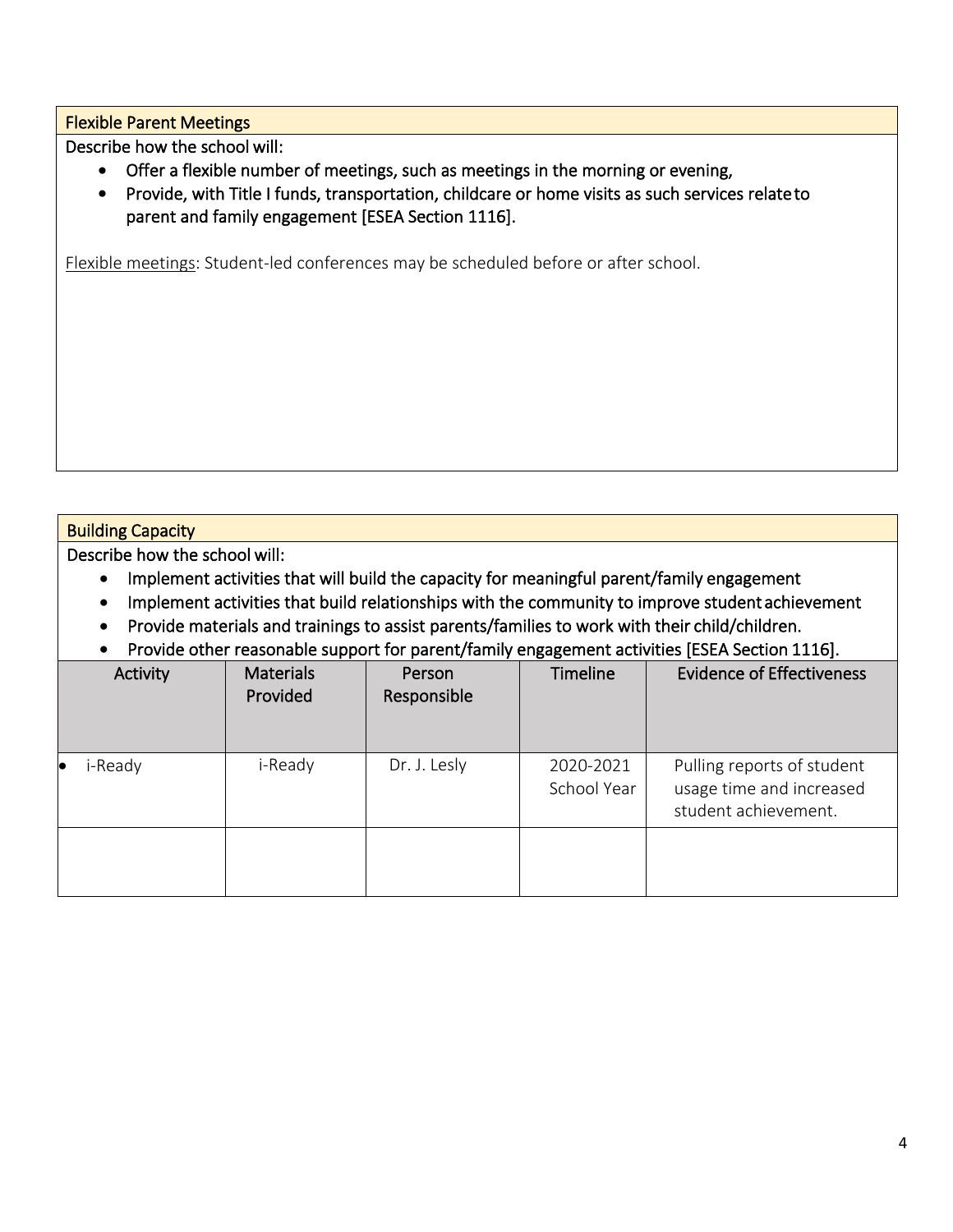## Flexible Parent Meetings

Describe how the school will:

- Offer a flexible number of meetings, such as meetings in the morning or evening,
- Provide, with Title I funds, transportation, childcare or home visits as such services relate to parent and family engagement [ESEA Section 1116].

Flexible meetings: Student-led conferences may be scheduled before or after school.

## Building Capacity

Describe how the school will:

- Implement activities that will build the capacity for meaningful parent/family engagement
- Implement activities that build relationships with the community to improve student achievement
- Provide materials and trainings to assist parents/families to work with their child/children.
- Provide other reasonable support for parent/family engagement activities [ESEA Section 1116].

| Activity | Materials Provided | Person Responsible | Timeline | Evidence of Effectiveness |
|---|---|---|---|---|
| • i-Ready | i-Ready | Dr. J. Lesly | 2020-2021 School Year | Pulling reports of student usage time and increased student achievement. |
| | | | | |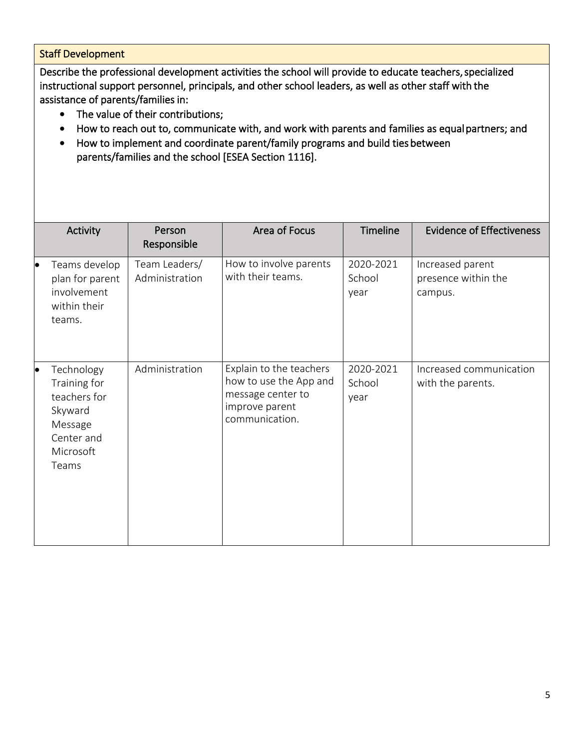## Staff Development

Describe the professional development activities the school will provide to educate teachers, specialized instructional support personnel, principals, and other school leaders, as well as other staff with the assistance of parents/families in:

- The value of their contributions;
- How to reach out to, communicate with, and work with parents and families as equal partners; and
- How to implement and coordinate parent/family programs and build ties between parents/families and the school [ESEA Section 1116].

| Activity | Person Responsible | Area of Focus | Timeline | Evidence of Effectiveness |
|---|---|---|---|---|
| • Teams develop plan for parent involvement within their teams. | Team Leaders/ Administration | How to involve parents with their teams. | 2020-2021 School year | Increased parent presence within the campus. |
| • Technology Training for teachers for Skyward Message Center and Microsoft Teams | Administration | Explain to the teachers how to use the App and message center to improve parent communication. | 2020-2021 School year | Increased communication with the parents. |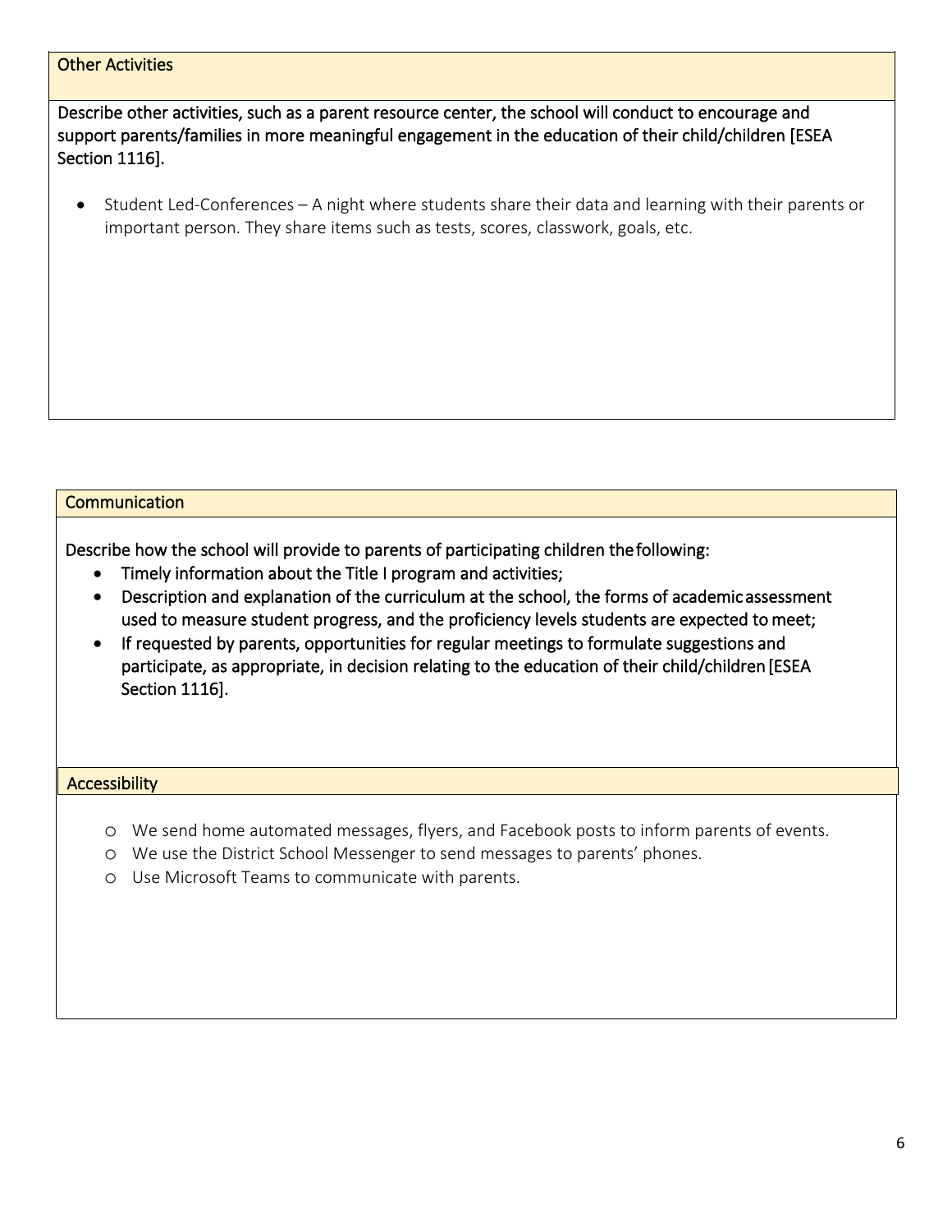## Other Activities

**Describe other activities, such as a parent resource center, the school will conduct to encourage and support parents/families in more meaningful engagement in the education of their child/children [ESEA Section 1116].**

- Student Led-Conferences – A night where students share their data and learning with their parents or important person. They share items such as tests, scores, classwork, goals, etc.

## Communication

**Describe how the school will provide to parents of participating children the following:**

- **Timely information about the Title I program and activities;**
- **Description and explanation of the curriculum at the school, the forms of academic assessment used to measure student progress, and the proficiency levels students are expected to meet;**
- **If requested by parents, opportunities for regular meetings to formulate suggestions and participate, as appropriate, in decision relating to the education of their child/children [ESEA Section 1116].**

## Accessibility

- We send home automated messages, flyers, and Facebook posts to inform parents of events.
- We use the District School Messenger to send messages to parents' phones.
- Use Microsoft Teams to communicate with parents.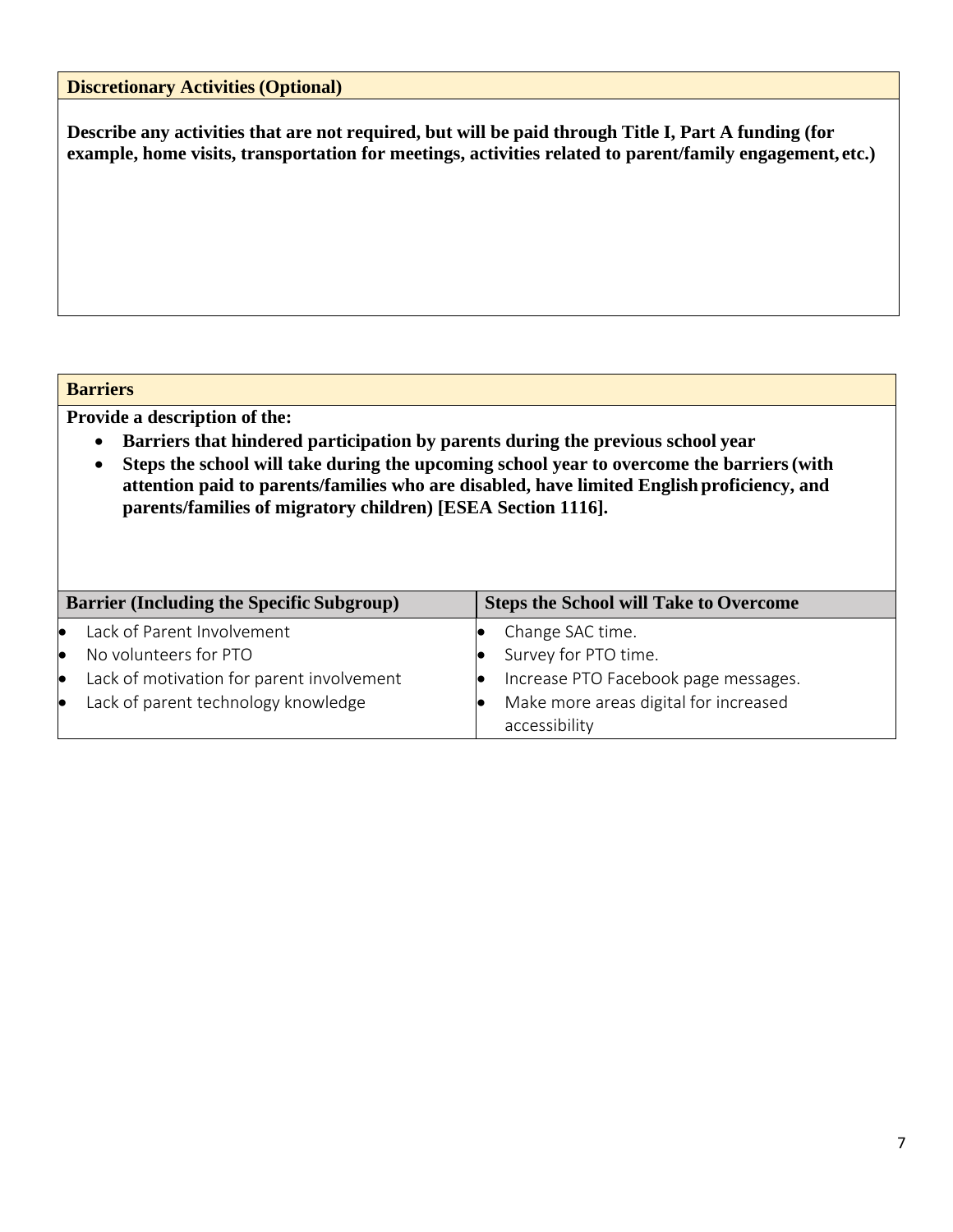**Discretionary Activities (Optional)**

**Describe any activities that are not required, but will be paid through Title I, Part A funding (for example, home visits, transportation for meetings, activities related to parent/family engagement, etc.)**

**Barriers**

**Provide a description of the:**

- **Barriers that hindered participation by parents during the previous school year**
- **Steps the school will take during the upcoming school year to overcome the barriers (with attention paid to parents/families who are disabled, have limited English proficiency, and parents/families of migratory children) [ESEA Section 1116].**

| Barrier (Including the Specific Subgroup) | Steps the School will Take to Overcome |
|---|---|
| • Lack of Parent Involvement<br>• No volunteers for PTO<br>• Lack of motivation for parent involvement<br>• Lack of parent technology knowledge | • Change SAC time.<br>• Survey for PTO time.<br>• Increase PTO Facebook page messages.<br>• Make more areas digital for increased accessibility |